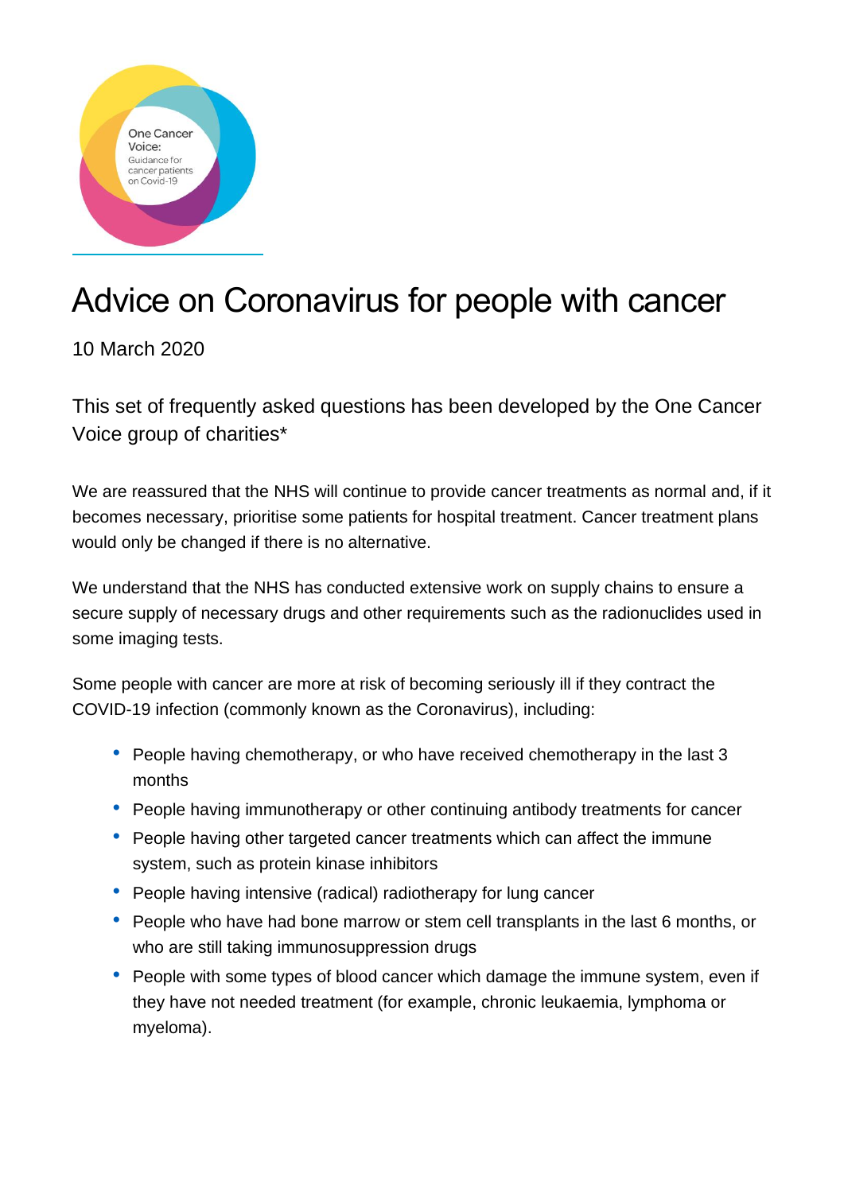One Cancer Voice: Guidance for cancer patients on Covid-19

# Advice on Coronavirus for people with cancer

10 March 2020

This set of frequently asked questions has been developed by the One Cancer Voice group of charities*

We are reassured that the NHS will continue to provide cancer treatments as normal and, if it becomes necessary, prioritise some patients for hospital treatment. Cancer treatment plans would only be changed if there is no alternative.

We understand that the NHS has conducted extensive work on supply chains to ensure a secure supply of necessary drugs and other requirements such as the radionuclides used in some imaging tests.

Some people with cancer are more at risk of becoming seriously ill if they contract the COVID-19 infection (commonly known as the Coronavirus), including:

- People having chemotherapy, or who have received chemotherapy in the last 3 months
- People having immunotherapy or other continuing antibody treatments for cancer
- People having other targeted cancer treatments which can affect the immune system, such as protein kinase inhibitors
- People having intensive (radical) radiotherapy for lung cancer
- People who have had bone marrow or stem cell transplants in the last 6 months, or who are still taking immunosuppression drugs
- People with some types of blood cancer which damage the immune system, even if they have not needed treatment (for example, chronic leukaemia, lymphoma or myeloma).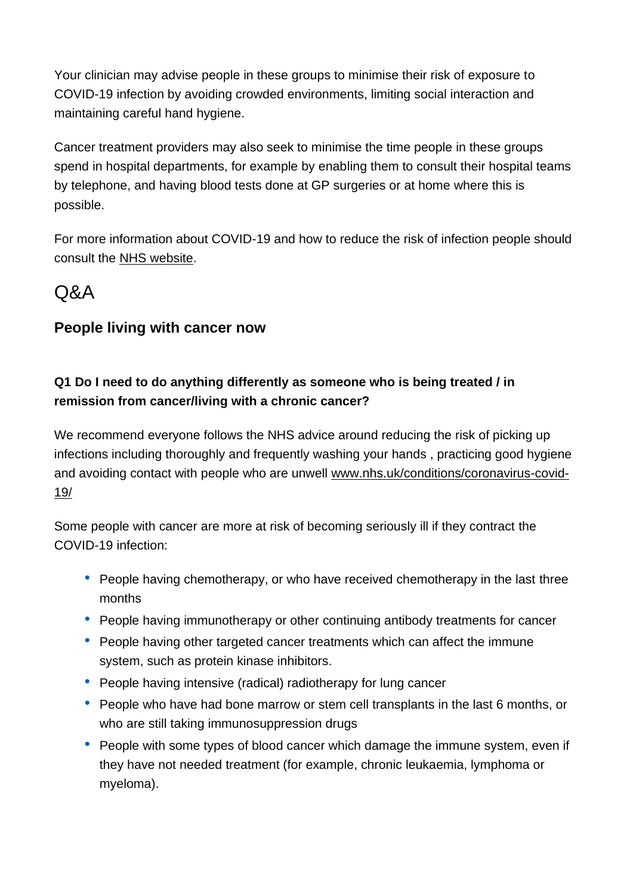Your clinician may advise people in these groups to minimise their risk of exposure to COVID-19 infection by avoiding crowded environments, limiting social interaction and maintaining careful hand hygiene.

Cancer treatment providers may also seek to minimise the time people in these groups spend in hospital departments, for example by enabling them to consult their hospital teams by telephone, and having blood tests done at GP surgeries or at home where this is possible.

For more information about COVID-19 and how to reduce the risk of infection people should consult the NHS website.

# Q&A

## People living with cancer now

### Q1 Do I need to do anything differently as someone who is being treated / in remission from cancer/living with a chronic cancer?

We recommend everyone follows the NHS advice around reducing the risk of picking up infections including thoroughly and frequently washing your hands , practicing good hygiene and avoiding contact with people who are unwell www.nhs.uk/conditions/coronavirus-covid-19/

Some people with cancer are more at risk of becoming seriously ill if they contract the COVID-19 infection:

- People having chemotherapy, or who have received chemotherapy in the last three months
- People having immunotherapy or other continuing antibody treatments for cancer
- People having other targeted cancer treatments which can affect the immune system, such as protein kinase inhibitors.
- People having intensive (radical) radiotherapy for lung cancer
- People who have had bone marrow or stem cell transplants in the last 6 months, or who are still taking immunosuppression drugs
- People with some types of blood cancer which damage the immune system, even if they have not needed treatment (for example, chronic leukaemia, lymphoma or myeloma).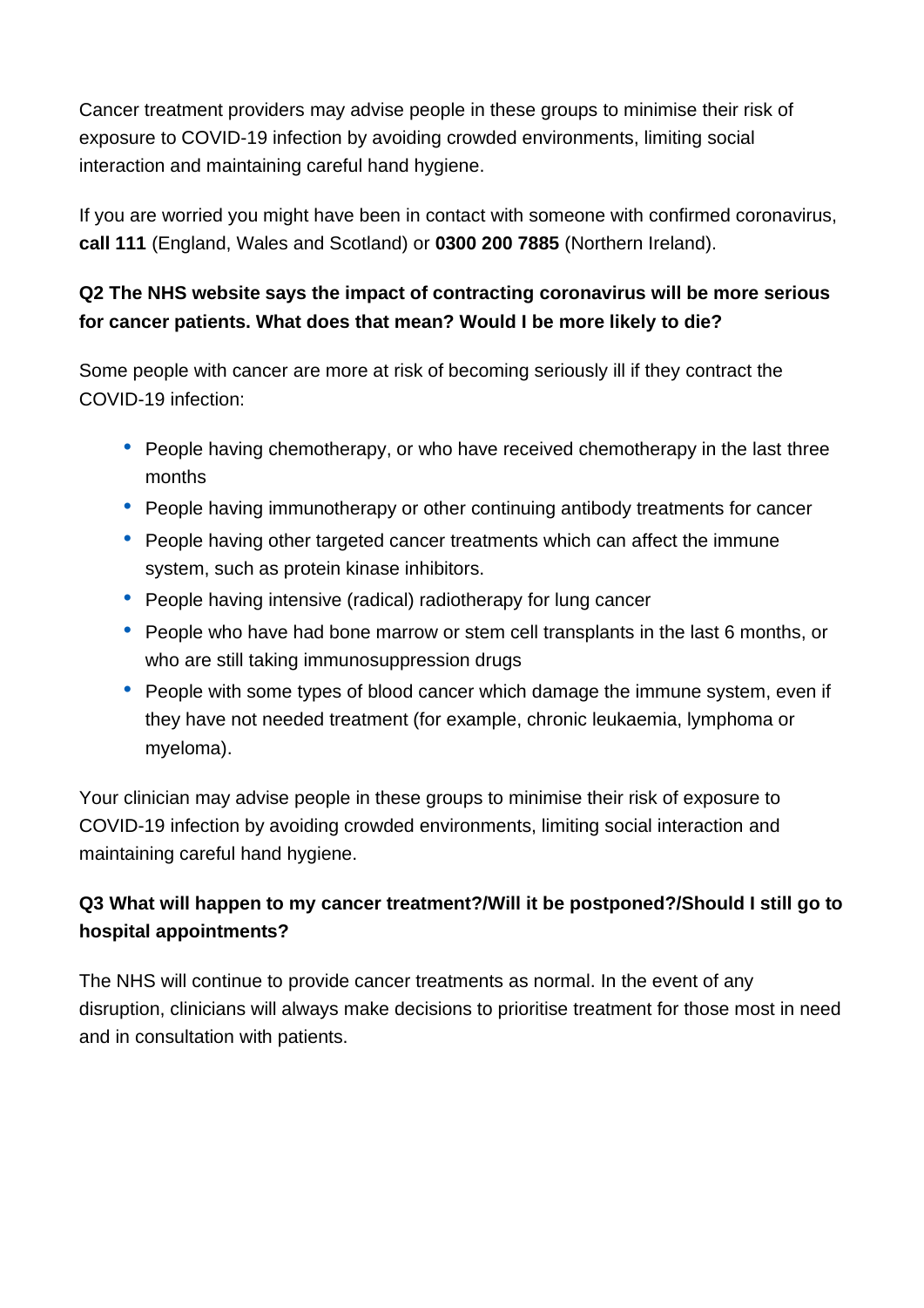Cancer treatment providers may advise people in these groups to minimise their risk of exposure to COVID-19 infection by avoiding crowded environments, limiting social interaction and maintaining careful hand hygiene.

If you are worried you might have been in contact with someone with confirmed coronavirus, **call 111** (England, Wales and Scotland) or **0300 200 7885** (Northern Ireland).

**Q2 The NHS website says the impact of contracting coronavirus will be more serious for cancer patients. What does that mean? Would I be more likely to die?**

Some people with cancer are more at risk of becoming seriously ill if they contract the COVID-19 infection:

- People having chemotherapy, or who have received chemotherapy in the last three months
- People having immunotherapy or other continuing antibody treatments for cancer
- People having other targeted cancer treatments which can affect the immune system, such as protein kinase inhibitors.
- People having intensive (radical) radiotherapy for lung cancer
- People who have had bone marrow or stem cell transplants in the last 6 months, or who are still taking immunosuppression drugs
- People with some types of blood cancer which damage the immune system, even if they have not needed treatment (for example, chronic leukaemia, lymphoma or myeloma).

Your clinician may advise people in these groups to minimise their risk of exposure to COVID-19 infection by avoiding crowded environments, limiting social interaction and maintaining careful hand hygiene.

**Q3 What will happen to my cancer treatment?/Will it be postponed?/Should I still go to hospital appointments?**

The NHS will continue to provide cancer treatments as normal. In the event of any disruption, clinicians will always make decisions to prioritise treatment for those most in need and in consultation with patients.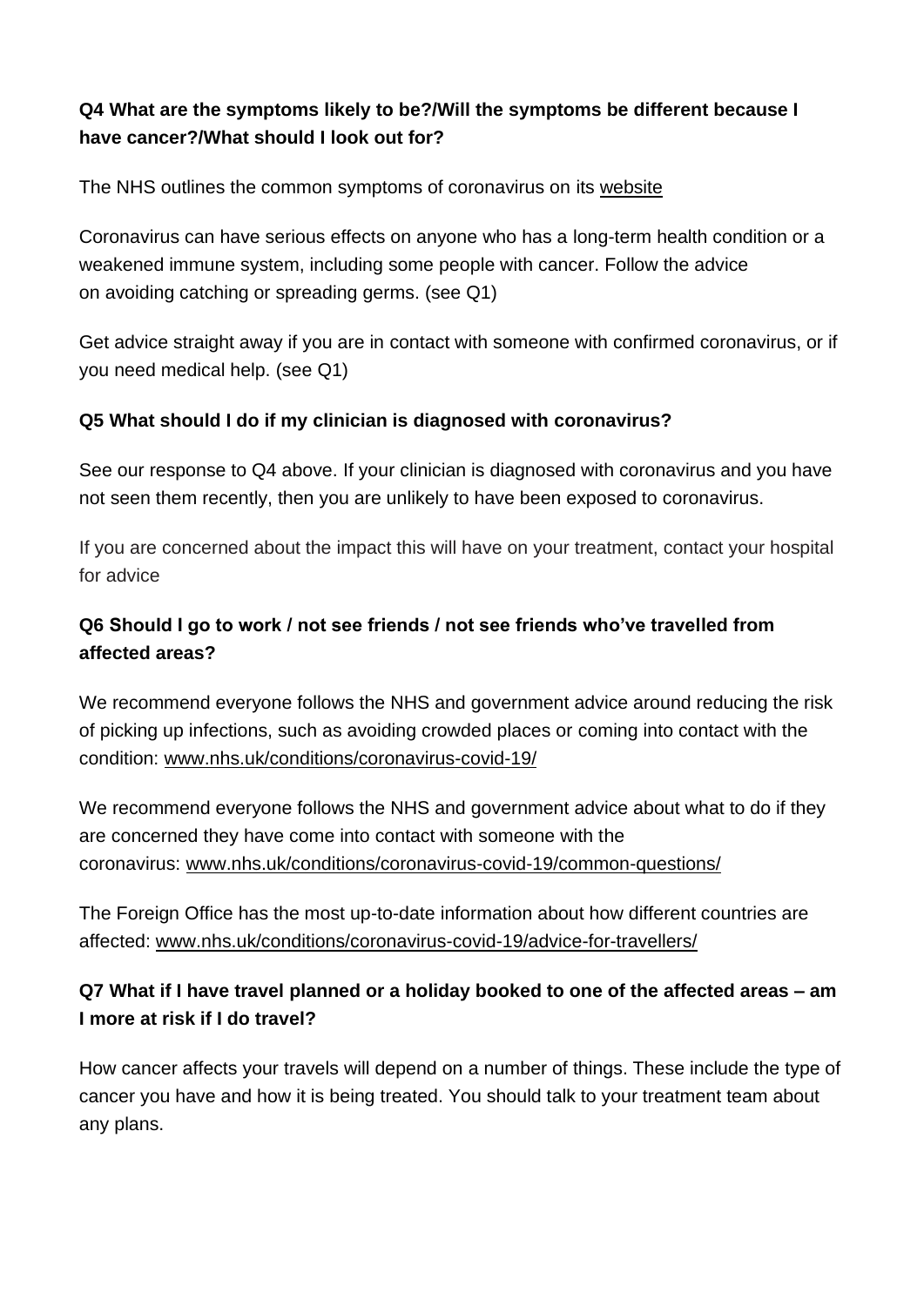**Q4 What are the symptoms likely to be?/Will the symptoms be different because I have cancer?/What should I look out for?**

The NHS outlines the common symptoms of coronavirus on its website

Coronavirus can have serious effects on anyone who has a long-term health condition or a weakened immune system, including some people with cancer. Follow the advice on avoiding catching or spreading germs. (see Q1)

Get advice straight away if you are in contact with someone with confirmed coronavirus, or if you need medical help. (see Q1)

**Q5 What should I do if my clinician is diagnosed with coronavirus?**

See our response to Q4 above. If your clinician is diagnosed with coronavirus and you have not seen them recently, then you are unlikely to have been exposed to coronavirus.

If you are concerned about the impact this will have on your treatment, contact your hospital for advice

**Q6 Should I go to work / not see friends / not see friends who've travelled from affected areas?**

We recommend everyone follows the NHS and government advice around reducing the risk of picking up infections, such as avoiding crowded places or coming into contact with the condition: www.nhs.uk/conditions/coronavirus-covid-19/

We recommend everyone follows the NHS and government advice about what to do if they are concerned they have come into contact with someone with the coronavirus: www.nhs.uk/conditions/coronavirus-covid-19/common-questions/

The Foreign Office has the most up-to-date information about how different countries are affected: www.nhs.uk/conditions/coronavirus-covid-19/advice-for-travellers/

**Q7 What if I have travel planned or a holiday booked to one of the affected areas – am I more at risk if I do travel?**

How cancer affects your travels will depend on a number of things. These include the type of cancer you have and how it is being treated. You should talk to your treatment team about any plans.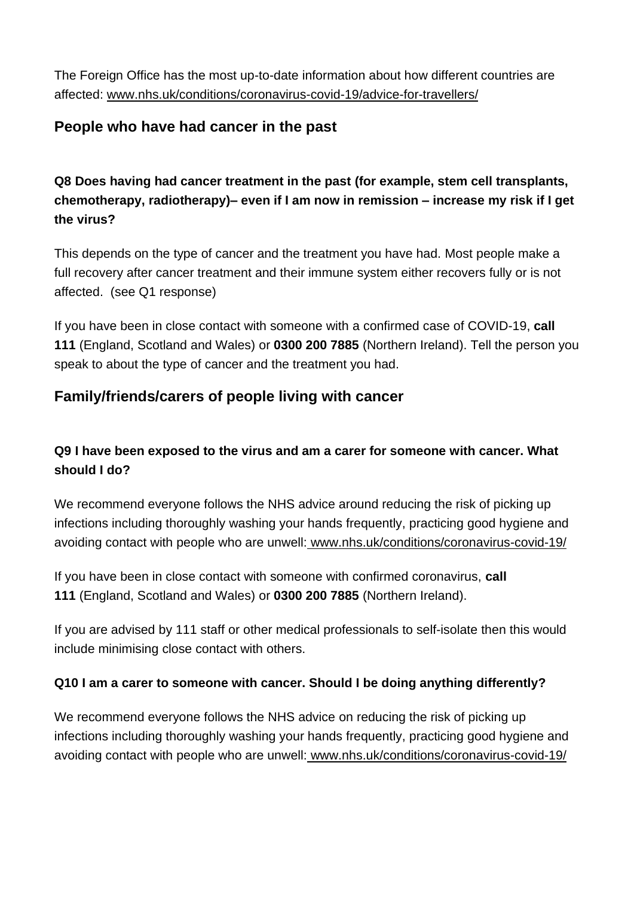The Foreign Office has the most up-to-date information about how different countries are affected: www.nhs.uk/conditions/coronavirus-covid-19/advice-for-travellers/

## People who have had cancer in the past

### Q8 Does having had cancer treatment in the past (for example, stem cell transplants, chemotherapy, radiotherapy)– even if I am now in remission – increase my risk if I get the virus?

This depends on the type of cancer and the treatment you have had. Most people make a full recovery after cancer treatment and their immune system either recovers fully or is not affected. (see Q1 response)

If you have been in close contact with someone with a confirmed case of COVID-19, **call 111** (England, Scotland and Wales) or **0300 200 7885** (Northern Ireland). Tell the person you speak to about the type of cancer and the treatment you had.

## Family/friends/carers of people living with cancer

### Q9 I have been exposed to the virus and am a carer for someone with cancer. What should I do?

We recommend everyone follows the NHS advice around reducing the risk of picking up infections including thoroughly washing your hands frequently, practicing good hygiene and avoiding contact with people who are unwell: www.nhs.uk/conditions/coronavirus-covid-19/

If you have been in close contact with someone with confirmed coronavirus, **call 111** (England, Scotland and Wales) or **0300 200 7885** (Northern Ireland).

If you are advised by 111 staff or other medical professionals to self-isolate then this would include minimising close contact with others.

### Q10 I am a carer to someone with cancer. Should I be doing anything differently?

We recommend everyone follows the NHS advice on reducing the risk of picking up infections including thoroughly washing your hands frequently, practicing good hygiene and avoiding contact with people who are unwell: www.nhs.uk/conditions/coronavirus-covid-19/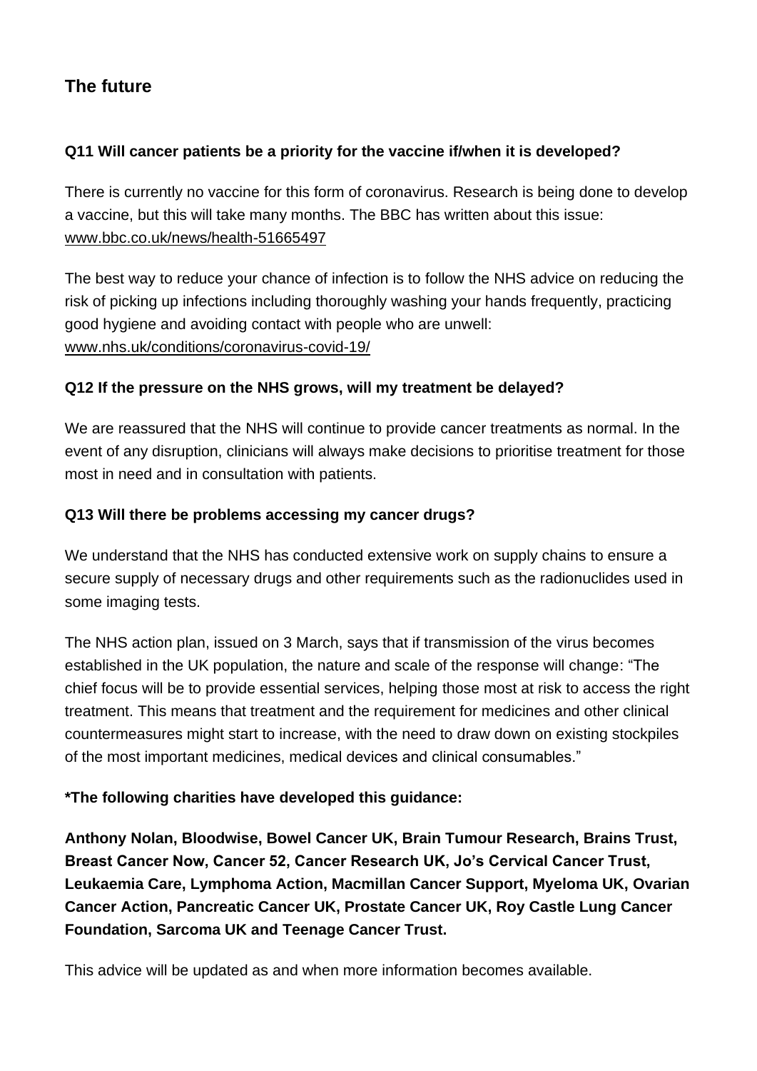## The future

### Q11 Will cancer patients be a priority for the vaccine if/when it is developed?

There is currently no vaccine for this form of coronavirus. Research is being done to develop a vaccine, but this will take many months. The BBC has written about this issue: www.bbc.co.uk/news/health-51665497

The best way to reduce your chance of infection is to follow the NHS advice on reducing the risk of picking up infections including thoroughly washing your hands frequently, practicing good hygiene and avoiding contact with people who are unwell: www.nhs.uk/conditions/coronavirus-covid-19/

### Q12 If the pressure on the NHS grows, will my treatment be delayed?

We are reassured that the NHS will continue to provide cancer treatments as normal. In the event of any disruption, clinicians will always make decisions to prioritise treatment for those most in need and in consultation with patients.

### Q13 Will there be problems accessing my cancer drugs?

We understand that the NHS has conducted extensive work on supply chains to ensure a secure supply of necessary drugs and other requirements such as the radionuclides used in some imaging tests.

The NHS action plan, issued on 3 March, says that if transmission of the virus becomes established in the UK population, the nature and scale of the response will change: "The chief focus will be to provide essential services, helping those most at risk to access the right treatment. This means that treatment and the requirement for medicines and other clinical countermeasures might start to increase, with the need to draw down on existing stockpiles of the most important medicines, medical devices and clinical consumables."

**\*The following charities have developed this guidance:**

**Anthony Nolan, Bloodwise, Bowel Cancer UK, Brain Tumour Research, Brains Trust, Breast Cancer Now, Cancer 52, Cancer Research UK, Jo's Cervical Cancer Trust, Leukaemia Care, Lymphoma Action, Macmillan Cancer Support, Myeloma UK, Ovarian Cancer Action, Pancreatic Cancer UK, Prostate Cancer UK, Roy Castle Lung Cancer Foundation, Sarcoma UK and Teenage Cancer Trust.**

This advice will be updated as and when more information becomes available.